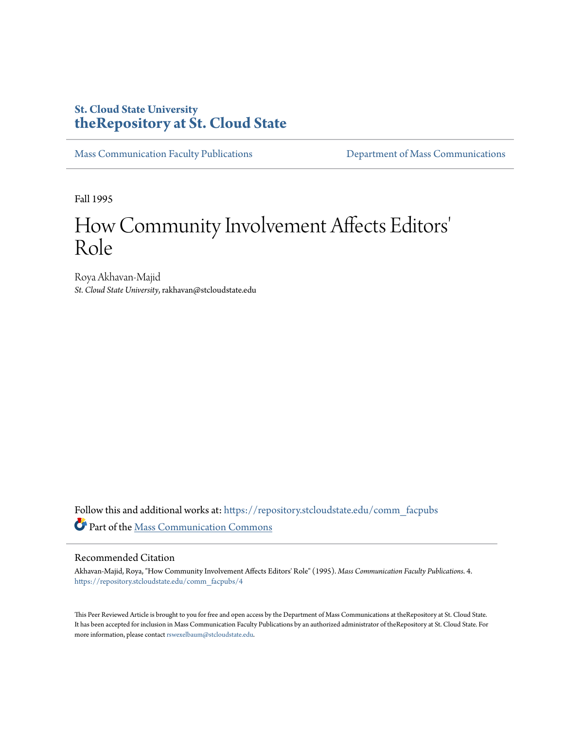**St. Cloud State University**
**theRepository at St. Cloud State**

Mass Communication Faculty Publications | Department of Mass Communications

Fall 1995

# How Community Involvement Affects Editors' Role

Roya Akhavan-Majid
*St. Cloud State University*, rakhavan@stcloudstate.edu

Follow this and additional works at: https://repository.stcloudstate.edu/comm_facpubs

Part of the Mass Communication Commons

## Recommended Citation

Akhavan-Majid, Roya, "How Community Involvement Affects Editors' Role" (1995). *Mass Communication Faculty Publications*. 4.
https://repository.stcloudstate.edu/comm_facpubs/4

This Peer Reviewed Article is brought to you for free and open access by the Department of Mass Communications at theRepository at St. Cloud State. It has been accepted for inclusion in Mass Communication Faculty Publications by an authorized administrator of theRepository at St. Cloud State. For more information, please contact rswexelbaum@stcloudstate.edu.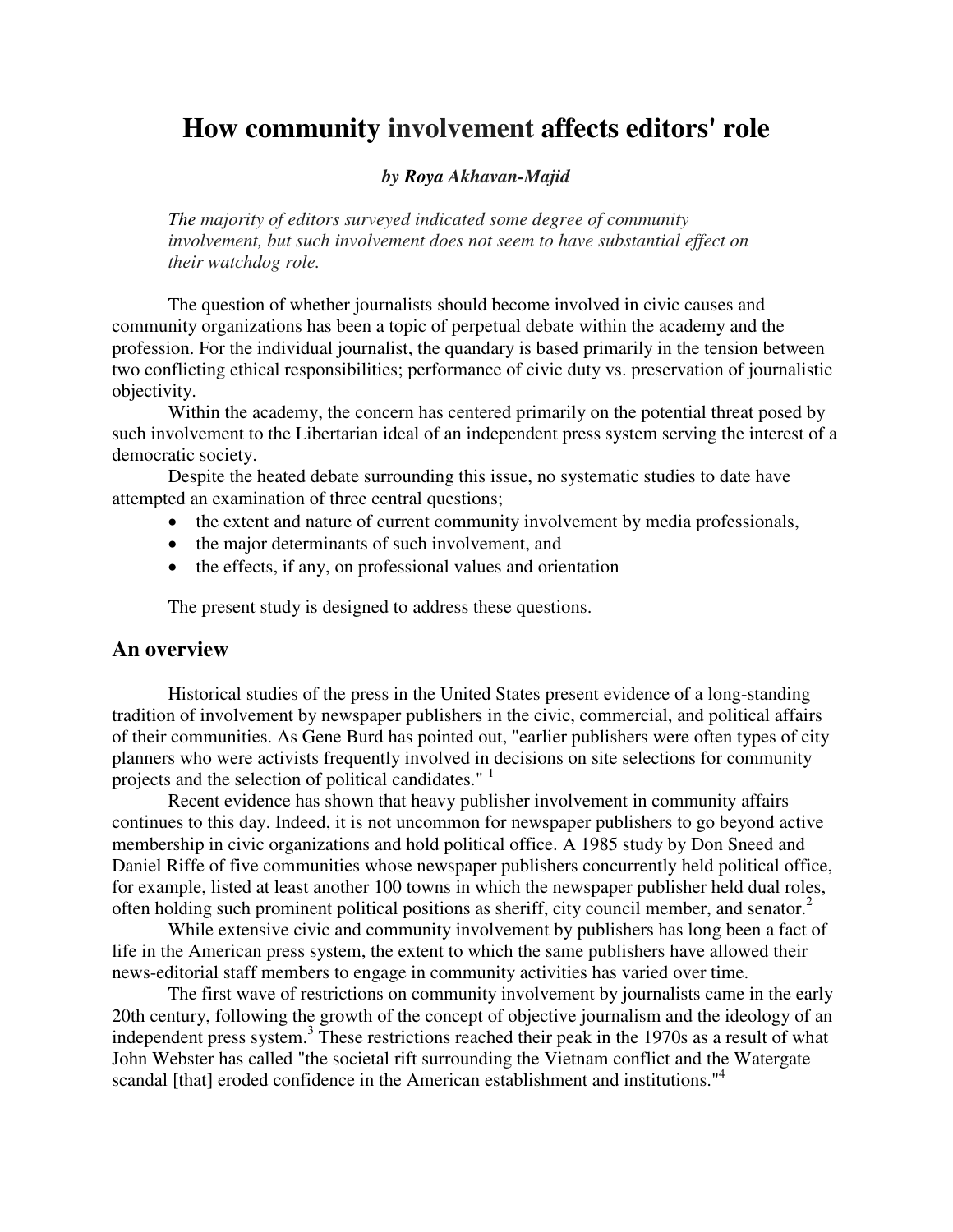# How community involvement affects editors' role

***by Roya Akhavan-Majid***

*The majority of editors surveyed indicated some degree of community involvement, but such involvement does not seem to have substantial effect on their watchdog role.*

The question of whether journalists should become involved in civic causes and community organizations has been a topic of perpetual debate within the academy and the profession. For the individual journalist, the quandary is based primarily in the tension between two conflicting ethical responsibilities; performance of civic duty vs. preservation of journalistic objectivity.

Within the academy, the concern has centered primarily on the potential threat posed by such involvement to the Libertarian ideal of an independent press system serving the interest of a democratic society.

Despite the heated debate surrounding this issue, no systematic studies to date have attempted an examination of three central questions;

- the extent and nature of current community involvement by media professionals,
- the major determinants of such involvement, and
- the effects, if any, on professional values and orientation

The present study is designed to address these questions.

## An overview

Historical studies of the press in the United States present evidence of a long-standing tradition of involvement by newspaper publishers in the civic, commercial, and political affairs of their communities. As Gene Burd has pointed out, "earlier publishers were often types of city planners who were activists frequently involved in decisions on site selections for community projects and the selection of political candidates." [1]

Recent evidence has shown that heavy publisher involvement in community affairs continues to this day. Indeed, it is not uncommon for newspaper publishers to go beyond active membership in civic organizations and hold political office. A 1985 study by Don Sneed and Daniel Riffe of five communities whose newspaper publishers concurrently held political office, for example, listed at least another 100 towns in which the newspaper publisher held dual roles, often holding such prominent political positions as sheriff, city council member, and senator.[2]

While extensive civic and community involvement by publishers has long been a fact of life in the American press system, the extent to which the same publishers have allowed their news-editorial staff members to engage in community activities has varied over time.

The first wave of restrictions on community involvement by journalists came in the early 20th century, following the growth of the concept of objective journalism and the ideology of an independent press system.[3] These restrictions reached their peak in the 1970s as a result of what John Webster has called "the societal rift surrounding the Vietnam conflict and the Watergate scandal [that] eroded confidence in the American establishment and institutions."[4]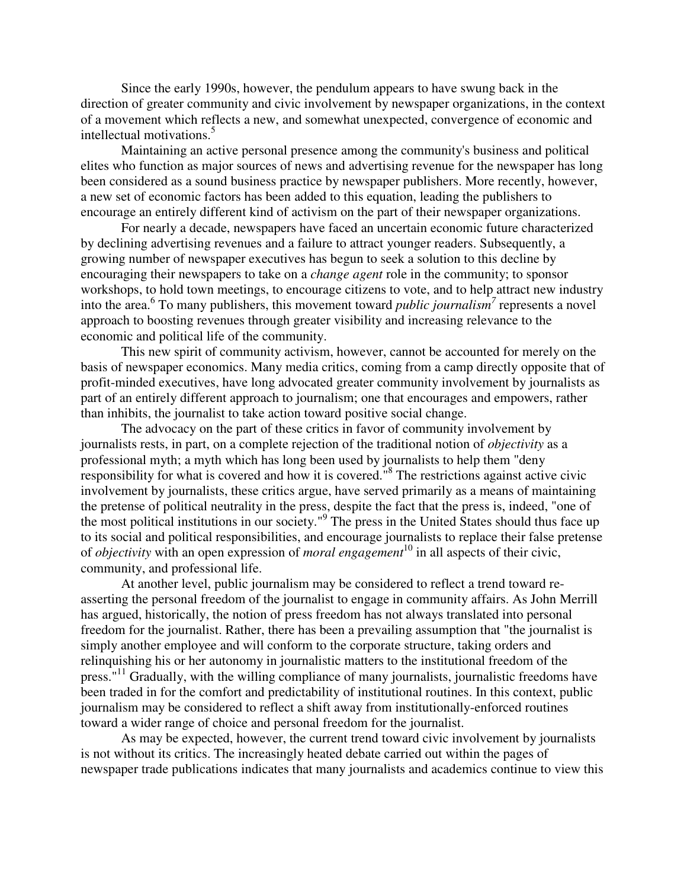Since the early 1990s, however, the pendulum appears to have swung back in the direction of greater community and civic involvement by newspaper organizations, in the context of a movement which reflects a new, and somewhat unexpected, convergence of economic and intellectual motivations.[5]

Maintaining an active personal presence among the community's business and political elites who function as major sources of news and advertising revenue for the newspaper has long been considered as a sound business practice by newspaper publishers. More recently, however, a new set of economic factors has been added to this equation, leading the publishers to encourage an entirely different kind of activism on the part of their newspaper organizations.

For nearly a decade, newspapers have faced an uncertain economic future characterized by declining advertising revenues and a failure to attract younger readers. Subsequently, a growing number of newspaper executives has begun to seek a solution to this decline by encouraging their newspapers to take on a *change agent* role in the community; to sponsor workshops, to hold town meetings, to encourage citizens to vote, and to help attract new industry into the area.[6] To many publishers, this movement toward *public journalism*[7] represents a novel approach to boosting revenues through greater visibility and increasing relevance to the economic and political life of the community.

This new spirit of community activism, however, cannot be accounted for merely on the basis of newspaper economics. Many media critics, coming from a camp directly opposite that of profit-minded executives, have long advocated greater community involvement by journalists as part of an entirely different approach to journalism; one that encourages and empowers, rather than inhibits, the journalist to take action toward positive social change.

The advocacy on the part of these critics in favor of community involvement by journalists rests, in part, on a complete rejection of the traditional notion of *objectivity* as a professional myth; a myth which has long been used by journalists to help them "deny responsibility for what is covered and how it is covered."[8] The restrictions against active civic involvement by journalists, these critics argue, have served primarily as a means of maintaining the pretense of political neutrality in the press, despite the fact that the press is, indeed, "one of the most political institutions in our society."[9] The press in the United States should thus face up to its social and political responsibilities, and encourage journalists to replace their false pretense of *objectivity* with an open expression of *moral engagement*[10] in all aspects of their civic, community, and professional life.

At another level, public journalism may be considered to reflect a trend toward re-asserting the personal freedom of the journalist to engage in community affairs. As John Merrill has argued, historically, the notion of press freedom has not always translated into personal freedom for the journalist. Rather, there has been a prevailing assumption that "the journalist is simply another employee and will conform to the corporate structure, taking orders and relinquishing his or her autonomy in journalistic matters to the institutional freedom of the press."[11] Gradually, with the willing compliance of many journalists, journalistic freedoms have been traded in for the comfort and predictability of institutional routines. In this context, public journalism may be considered to reflect a shift away from institutionally-enforced routines toward a wider range of choice and personal freedom for the journalist.

As may be expected, however, the current trend toward civic involvement by journalists is not without its critics. The increasingly heated debate carried out within the pages of newspaper trade publications indicates that many journalists and academics continue to view this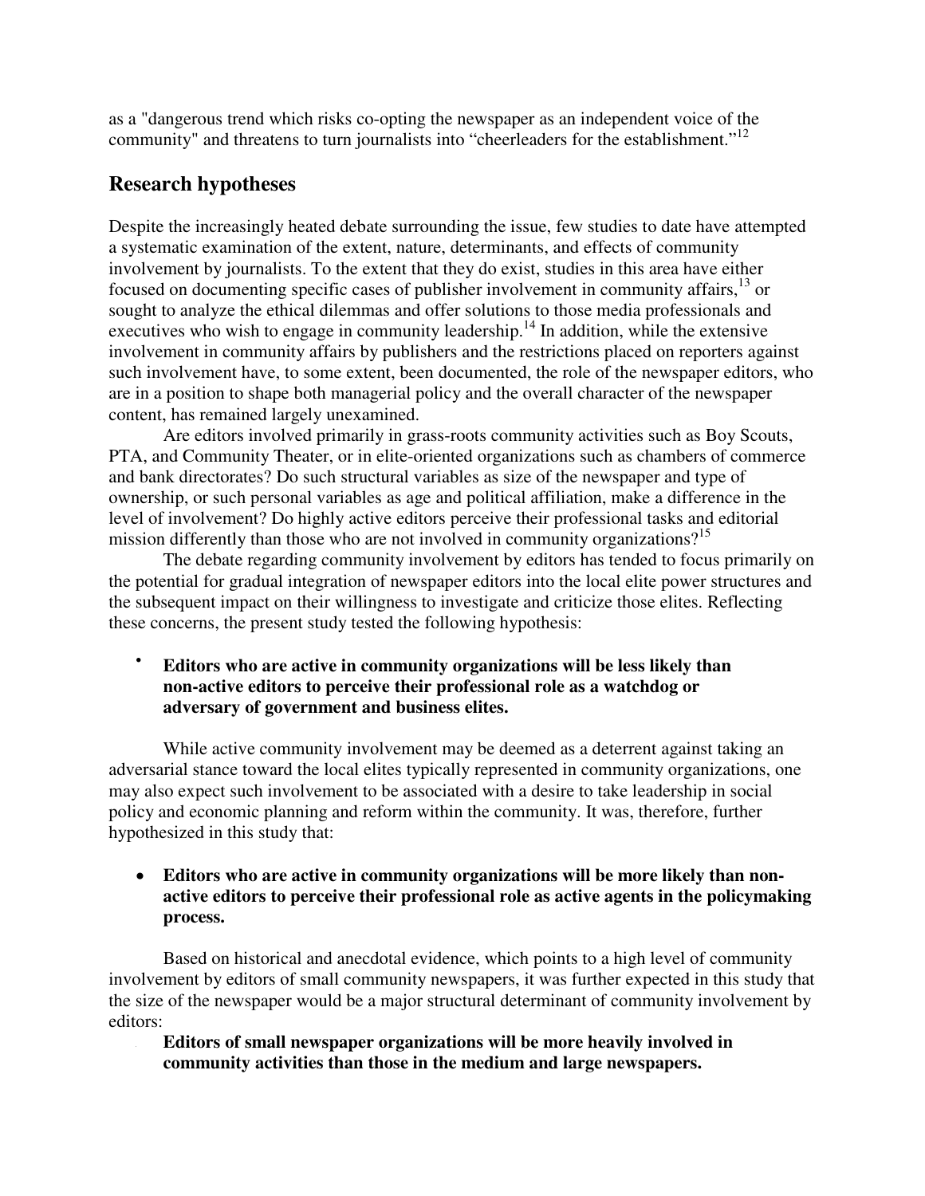as a "dangerous trend which risks co-opting the newspaper as an independent voice of the community" and threatens to turn journalists into "cheerleaders for the establishment."[12]

## Research hypotheses

Despite the increasingly heated debate surrounding the issue, few studies to date have attempted a systematic examination of the extent, nature, determinants, and effects of community involvement by journalists. To the extent that they do exist, studies in this area have either focused on documenting specific cases of publisher involvement in community affairs,[13] or sought to analyze the ethical dilemmas and offer solutions to those media professionals and executives who wish to engage in community leadership.[14] In addition, while the extensive involvement in community affairs by publishers and the restrictions placed on reporters against such involvement have, to some extent, been documented, the role of the newspaper editors, who are in a position to shape both managerial policy and the overall character of the newspaper content, has remained largely unexamined.

Are editors involved primarily in grass-roots community activities such as Boy Scouts, PTA, and Community Theater, or in elite-oriented organizations such as chambers of commerce and bank directorates? Do such structural variables as size of the newspaper and type of ownership, or such personal variables as age and political affiliation, make a difference in the level of involvement? Do highly active editors perceive their professional tasks and editorial mission differently than those who are not involved in community organizations?[15]

The debate regarding community involvement by editors has tended to focus primarily on the potential for gradual integration of newspaper editors into the local elite power structures and the subsequent impact on their willingness to investigate and criticize those elites. Reflecting these concerns, the present study tested the following hypothesis:

- **Editors who are active in community organizations will be less likely than non-active editors to perceive their professional role as a watchdog or adversary of government and business elites.**

While active community involvement may be deemed as a deterrent against taking an adversarial stance toward the local elites typically represented in community organizations, one may also expect such involvement to be associated with a desire to take leadership in social policy and economic planning and reform within the community. It was, therefore, further hypothesized in this study that:

- **Editors who are active in community organizations will be more likely than non-active editors to perceive their professional role as active agents in the policymaking process.**

Based on historical and anecdotal evidence, which points to a high level of community involvement by editors of small community newspapers, it was further expected in this study that the size of the newspaper would be a major structural determinant of community involvement by editors:

- **Editors of small newspaper organizations will be more heavily involved in community activities than those in the medium and large newspapers.**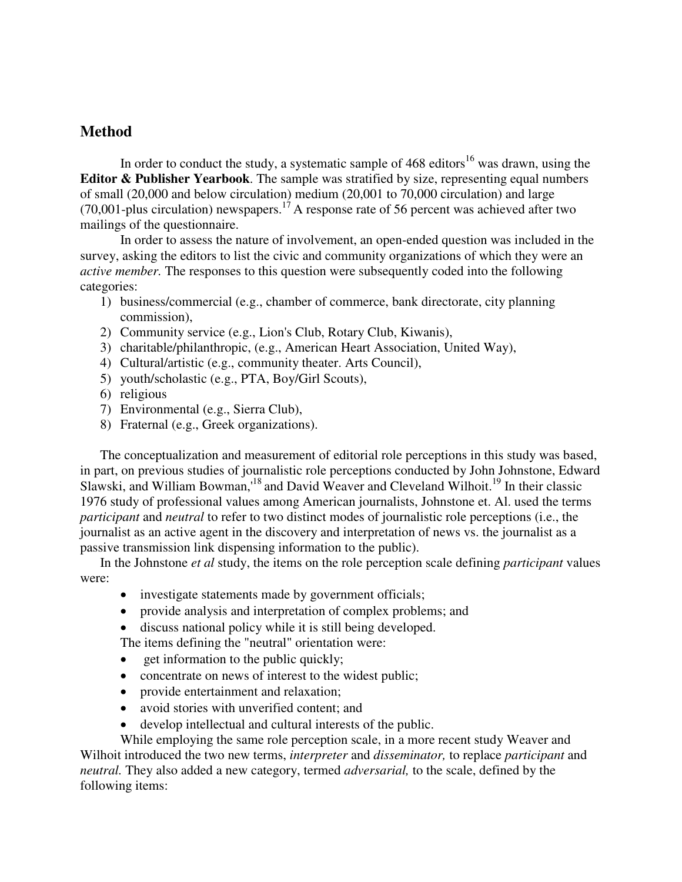## Method

In order to conduct the study, a systematic sample of 468 editors[16] was drawn, using the **Editor & Publisher Yearbook**. The sample was stratified by size, representing equal numbers of small (20,000 and below circulation) medium (20,001 to 70,000 circulation) and large (70,001-plus circulation) newspapers.[17] A response rate of 56 percent was achieved after two mailings of the questionnaire.

In order to assess the nature of involvement, an open-ended question was included in the survey, asking the editors to list the civic and community organizations of which they were an *active member.* The responses to this question were subsequently coded into the following categories:

1) business/commercial (e.g., chamber of commerce, bank directorate, city planning commission),
2) Community service (e.g., Lion's Club, Rotary Club, Kiwanis),
3) charitable/philanthropic, (e.g., American Heart Association, United Way),
4) Cultural/artistic (e.g., community theater. Arts Council),
5) youth/scholastic (e.g., PTA, Boy/Girl Scouts),
6) religious
7) Environmental (e.g., Sierra Club),
8) Fraternal (e.g., Greek organizations).

The conceptualization and measurement of editorial role perceptions in this study was based, in part, on previous studies of journalistic role perceptions conducted by John Johnstone, Edward Slawski, and William Bowman,'[18] and David Weaver and Cleveland Wilhoit.[19] In their classic 1976 study of professional values among American journalists, Johnstone et. Al. used the terms *participant* and *neutral* to refer to two distinct modes of journalistic role perceptions (i.e., the journalist as an active agent in the discovery and interpretation of news vs. the journalist as a passive transmission link dispensing information to the public).

In the Johnstone *et al* study, the items on the role perception scale defining *participant* values were:

- investigate statements made by government officials;
- provide analysis and interpretation of complex problems; and
- discuss national policy while it is still being developed.

The items defining the "neutral" orientation were:

- get information to the public quickly;
- concentrate on news of interest to the widest public;
- provide entertainment and relaxation;
- avoid stories with unverified content; and
- develop intellectual and cultural interests of the public.

While employing the same role perception scale, in a more recent study Weaver and Wilhoit introduced the two new terms, *interpreter* and *disseminator,* to replace *participant* and *neutral.* They also added a new category, termed *adversarial,* to the scale, defined by the following items: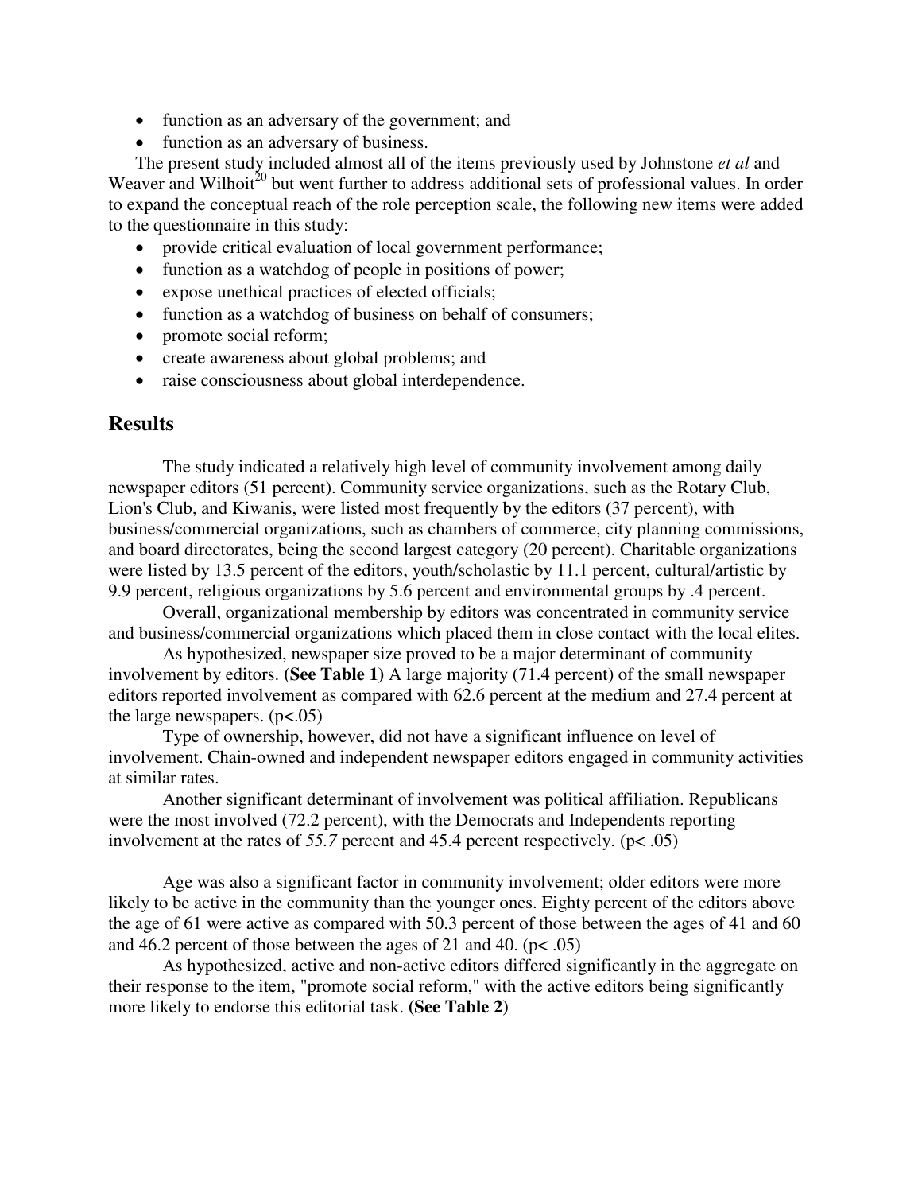- function as an adversary of the government; and
- function as an adversary of business.

The present study included almost all of the items previously used by Johnstone *et al* and Weaver and Wilhoit[20] but went further to address additional sets of professional values. In order to expand the conceptual reach of the role perception scale, the following new items were added to the questionnaire in this study:

- provide critical evaluation of local government performance;
- function as a watchdog of people in positions of power;
- expose unethical practices of elected officials;
- function as a watchdog of business on behalf of consumers;
- promote social reform;
- create awareness about global problems; and
- raise consciousness about global interdependence.

## Results

The study indicated a relatively high level of community involvement among daily newspaper editors (51 percent). Community service organizations, such as the Rotary Club, Lion's Club, and Kiwanis, were listed most frequently by the editors (37 percent), with business/commercial organizations, such as chambers of commerce, city planning commissions, and board directorates, being the second largest category (20 percent). Charitable organizations were listed by 13.5 percent of the editors, youth/scholastic by 11.1 percent, cultural/artistic by 9.9 percent, religious organizations by 5.6 percent and environmental groups by .4 percent.

Overall, organizational membership by editors was concentrated in community service and business/commercial organizations which placed them in close contact with the local elites.

As hypothesized, newspaper size proved to be a major determinant of community involvement by editors. **(See Table 1)** A large majority (71.4 percent) of the small newspaper editors reported involvement as compared with 62.6 percent at the medium and 27.4 percent at the large newspapers. ($p<.05$)

Type of ownership, however, did not have a significant influence on level of involvement. Chain-owned and independent newspaper editors engaged in community activities at similar rates.

Another significant determinant of involvement was political affiliation. Republicans were the most involved (72.2 percent), with the Democrats and Independents reporting involvement at the rates of *55.7* percent and 45.4 percent respectively. ($p< .05$)

Age was also a significant factor in community involvement; older editors were more likely to be active in the community than the younger ones. Eighty percent of the editors above the age of 61 were active as compared with 50.3 percent of those between the ages of 41 and 60 and 46.2 percent of those between the ages of 21 and 40. ($p< .05$)

As hypothesized, active and non-active editors differed significantly in the aggregate on their response to the item, "promote social reform," with the active editors being significantly more likely to endorse this editorial task. **(See Table 2)**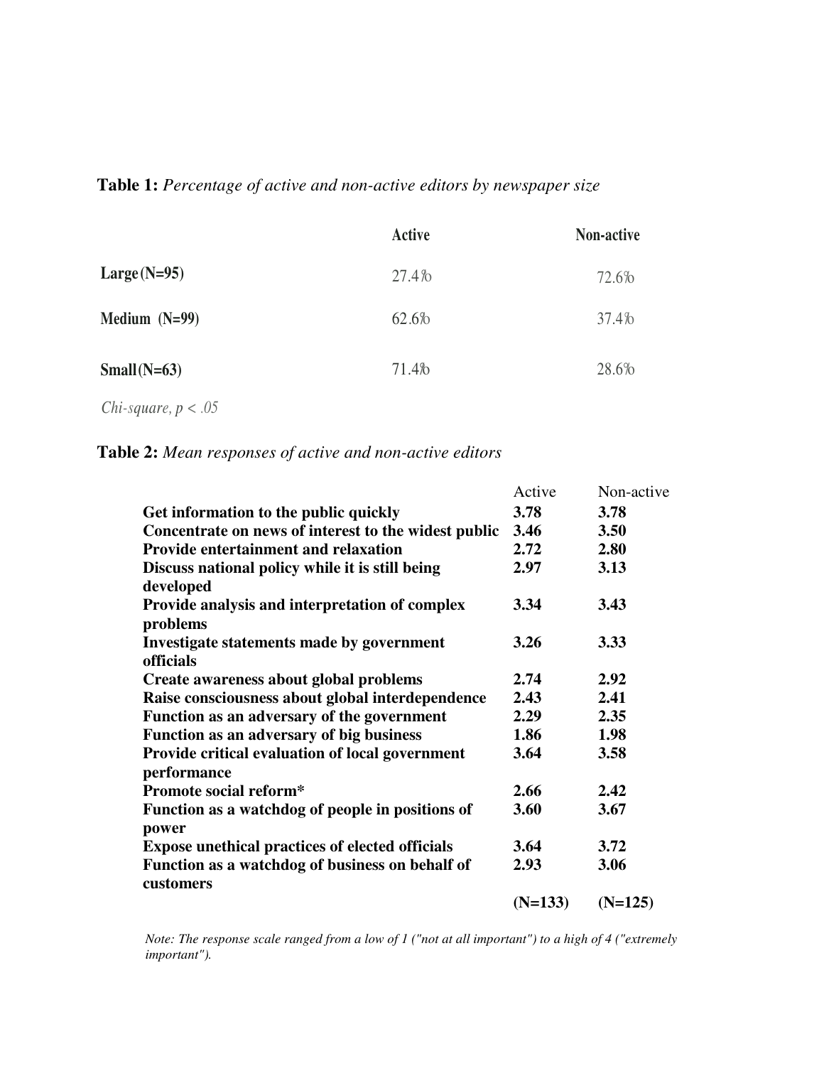**Table 1:** *Percentage of active and non-active editors by newspaper size*

| | Active | Non-active |
|---|---|---|
| **Large (N=95)** | 27.4% | 72.6% |
| **Medium (N=99)** | 62.6% | 37.4% |
| **Small (N=63)** | 71.4% | 28.6% |

*Chi-square, $p < .05$*

**Table 2:** *Mean responses of active and non-active editors*

| | Active | Non-active |
|---|---|---|
| **Get information to the public quickly** | **3.78** | **3.78** |
| **Concentrate on news of interest to the widest public** | **3.46** | **3.50** |
| **Provide entertainment and relaxation** | **2.72** | **2.80** |
| **Discuss national policy while it is still being developed** | **2.97** | **3.13** |
| **Provide analysis and interpretation of complex problems** | **3.34** | **3.43** |
| **Investigate statements made by government officials** | **3.26** | **3.33** |
| **Create awareness about global problems** | **2.74** | **2.92** |
| **Raise consciousness about global interdependence** | **2.43** | **2.41** |
| **Function as an adversary of the government** | **2.29** | **2.35** |
| **Function as an adversary of big business** | **1.86** | **1.98** |
| **Provide critical evaluation of local government performance** | **3.64** | **3.58** |
| **Promote social reform*** | **2.66** | **2.42** |
| **Function as a watchdog of people in positions of power** | **3.60** | **3.67** |
| **Expose unethical practices of elected officials** | **3.64** | **3.72** |
| **Function as a watchdog of business on behalf of customers** | **2.93** | **3.06** |
| | **(N=133)** | **(N=125)** |

*Note: The response scale ranged from a low of 1 ("not at all important") to a high of 4 ("extremely important").*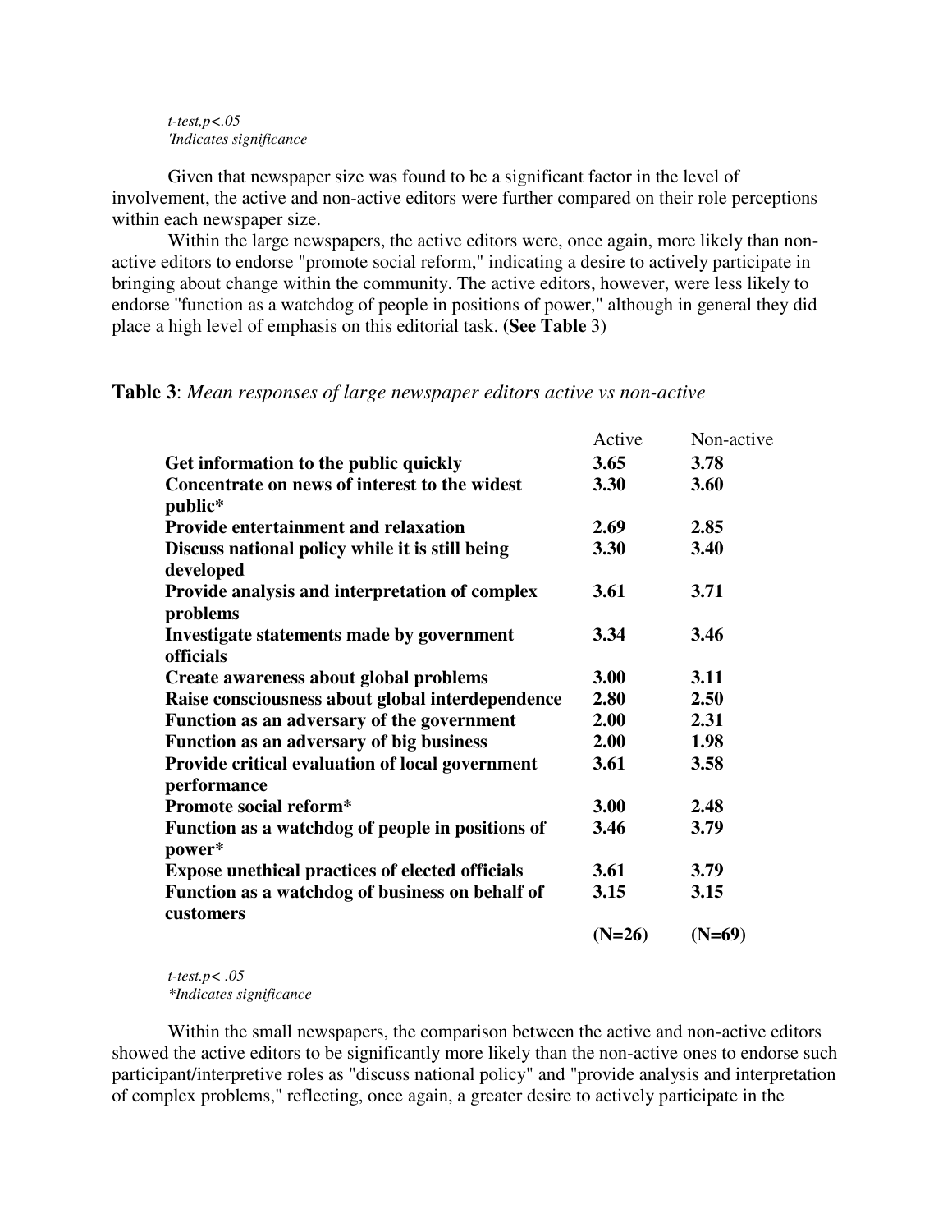*t-test,p<.05*
*'Indicates significance*

Given that newspaper size was found to be a significant factor in the level of involvement, the active and non-active editors were further compared on their role perceptions within each newspaper size.

Within the large newspapers, the active editors were, once again, more likely than non-active editors to endorse "promote social reform," indicating a desire to actively participate in bringing about change within the community. The active editors, however, were less likely to endorse "function as a watchdog of people in positions of power," although in general they did place a high level of emphasis on this editorial task. **(See Table** 3)

**Table 3**: *Mean responses of large newspaper editors active vs non-active*

| | Active | Non-active |
|---|---|---|
| **Get information to the public quickly** | **3.65** | **3.78** |
| **Concentrate on news of interest to the widest public*** | **3.30** | **3.60** |
| **Provide entertainment and relaxation** | **2.69** | **2.85** |
| **Discuss national policy while it is still being developed** | **3.30** | **3.40** |
| **Provide analysis and interpretation of complex problems** | **3.61** | **3.71** |
| **Investigate statements made by government officials** | **3.34** | **3.46** |
| **Create awareness about global problems** | **3.00** | **3.11** |
| **Raise consciousness about global interdependence** | **2.80** | **2.50** |
| **Function as an adversary of the government** | **2.00** | **2.31** |
| **Function as an adversary of big business** | **2.00** | **1.98** |
| **Provide critical evaluation of local government performance** | **3.61** | **3.58** |
| **Promote social reform*** | **3.00** | **2.48** |
| **Function as a watchdog of people in positions of power*** | **3.46** | **3.79** |
| **Expose unethical practices of elected officials** | **3.61** | **3.79** |
| **Function as a watchdog of business on behalf of customers** | **3.15** | **3.15** |
| | **(N=26)** | **(N=69)** |

*t-test.p< .05*
*\*Indicates significance*

Within the small newspapers, the comparison between the active and non-active editors showed the active editors to be significantly more likely than the non-active ones to endorse such participant/interpretive roles as "discuss national policy" and "provide analysis and interpretation of complex problems," reflecting, once again, a greater desire to actively participate in the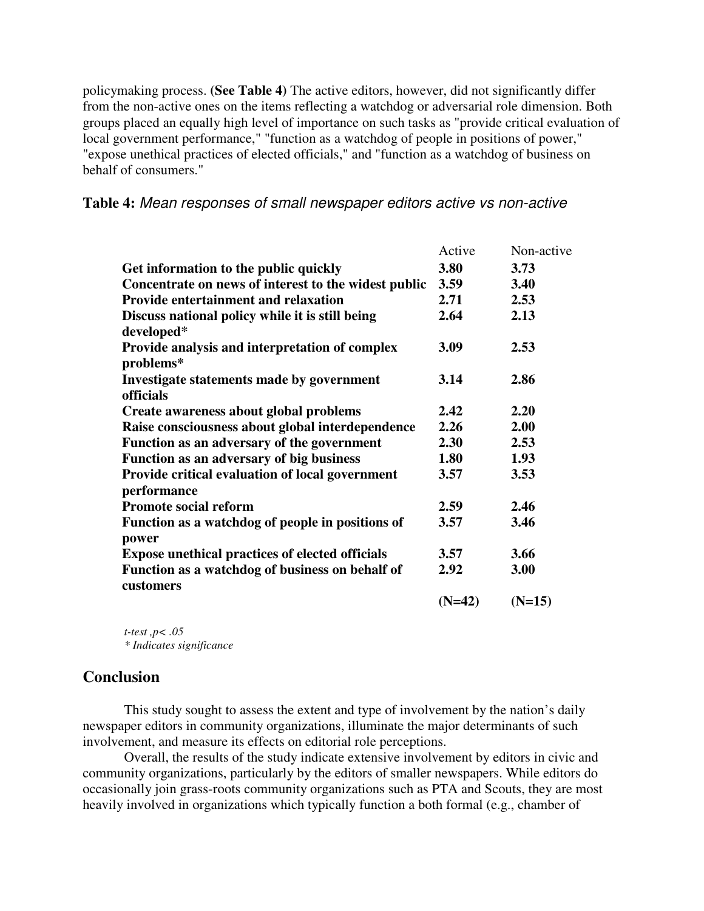policymaking process. **(See Table 4)** The active editors, however, did not significantly differ from the non-active ones on the items reflecting a watchdog or adversarial role dimension. Both groups placed an equally high level of importance on such tasks as "provide critical evaluation of local government performance," "function as a watchdog of people in positions of power," "expose unethical practices of elected officials," and "function as a watchdog of business on behalf of consumers."

**Table 4:** *Mean responses of small newspaper editors active vs non-active*

| | Active | Non-active |
|---|---|---|
| **Get information to the public quickly** | **3.80** | **3.73** |
| **Concentrate on news of interest to the widest public** | **3.59** | **3.40** |
| **Provide entertainment and relaxation** | **2.71** | **2.53** |
| **Discuss national policy while it is still being developed*** | **2.64** | **2.13** |
| **Provide analysis and interpretation of complex problems*** | **3.09** | **2.53** |
| **Investigate statements made by government officials** | **3.14** | **2.86** |
| **Create awareness about global problems** | **2.42** | **2.20** |
| **Raise consciousness about global interdependence** | **2.26** | **2.00** |
| **Function as an adversary of the government** | **2.30** | **2.53** |
| **Function as an adversary of big business** | **1.80** | **1.93** |
| **Provide critical evaluation of local government performance** | **3.57** | **3.53** |
| **Promote social reform** | **2.59** | **2.46** |
| **Function as a watchdog of people in positions of power** | **3.57** | **3.46** |
| **Expose unethical practices of elected officials** | **3.57** | **3.66** |
| **Function as a watchdog of business on behalf of customers** | **2.92** | **3.00** |
| | **(N=42)** | **(N=15)** |

*t-test , $p < .05$*
*\* Indicates significance*

## Conclusion

This study sought to assess the extent and type of involvement by the nation's daily newspaper editors in community organizations, illuminate the major determinants of such involvement, and measure its effects on editorial role perceptions.

Overall, the results of the study indicate extensive involvement by editors in civic and community organizations, particularly by the editors of smaller newspapers. While editors do occasionally join grass-roots community organizations such as PTA and Scouts, they are most heavily involved in organizations which typically function a both formal (e.g., chamber of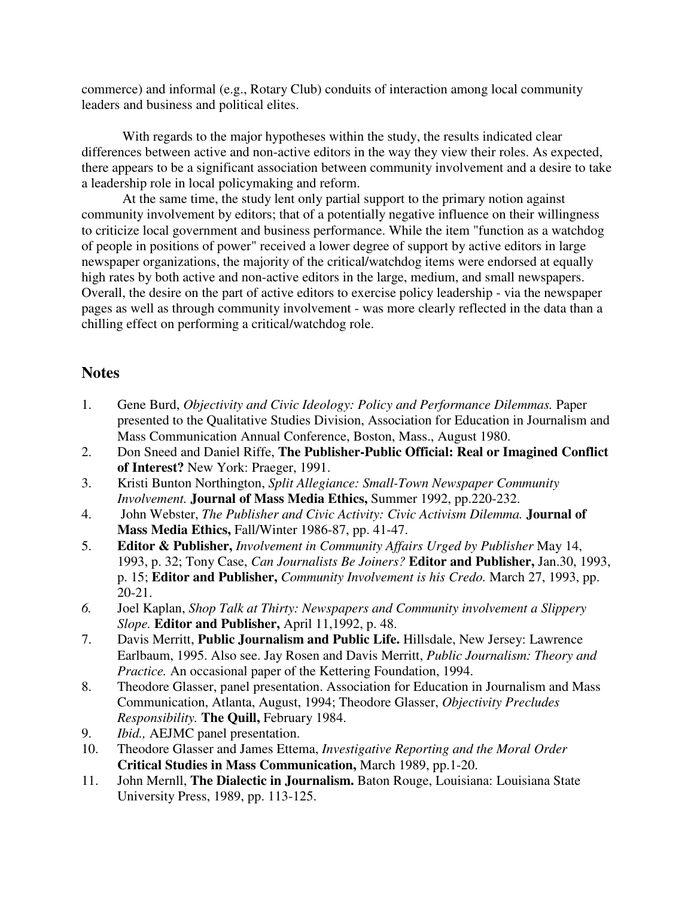commerce) and informal (e.g., Rotary Club) conduits of interaction among local community leaders and business and political elites.

With regards to the major hypotheses within the study, the results indicated clear differences between active and non-active editors in the way they view their roles. As expected, there appears to be a significant association between community involvement and a desire to take a leadership role in local policymaking and reform.

At the same time, the study lent only partial support to the primary notion against community involvement by editors; that of a potentially negative influence on their willingness to criticize local government and business performance. While the item "function as a watchdog of people in positions of power" received a lower degree of support by active editors in large newspaper organizations, the majority of the critical/watchdog items were endorsed at equally high rates by both active and non-active editors in the large, medium, and small newspapers. Overall, the desire on the part of active editors to exercise policy leadership - via the newspaper pages as well as through community involvement - was more clearly reflected in the data than a chilling effect on performing a critical/watchdog role.

## Notes

1. Gene Burd, *Objectivity and Civic Ideology: Policy and Performance Dilemmas.* Paper presented to the Qualitative Studies Division, Association for Education in Journalism and Mass Communication Annual Conference, Boston, Mass., August 1980.
2. Don Sneed and Daniel Riffe, **The Publisher-Public Official: Real or Imagined Conflict of Interest?** New York: Praeger, 1991.
3. Kristi Bunton Northington, *Split Allegiance: Small-Town Newspaper Community Involvement.* **Journal of Mass Media Ethics,** Summer 1992, pp.220-232.
4. John Webster, *The Publisher and Civic Activity: Civic Activism Dilemma.* **Journal of Mass Media Ethics,** Fall/Winter 1986-87, pp. 41-47.
5. **Editor & Publisher,** *Involvement in Community Affairs Urged by Publisher* May 14, 1993, p. 32; Tony Case, *Can Journalists Be Joiners?* **Editor and Publisher,** Jan.30, 1993, p. 15; **Editor and Publisher,** *Community Involvement is his Credo.* March 27, 1993, pp. 20-21.
6. Joel Kaplan, *Shop Talk at Thirty: Newspapers and Community involvement a Slippery Slope.* **Editor and Publisher,** April 11,1992, p. 48.
7. Davis Merritt, **Public Journalism and Public Life.** Hillsdale, New Jersey: Lawrence Earlbaum, 1995. Also see. Jay Rosen and Davis Merritt, *Public Journalism: Theory and Practice.* An occasional paper of the Kettering Foundation, 1994.
8. Theodore Glasser, panel presentation. Association for Education in Journalism and Mass Communication, Atlanta, August, 1994; Theodore Glasser, *Objectivity Precludes Responsibility.* **The Quill,** February 1984.
9. *Ibid.,* AEJMC panel presentation.
10. Theodore Glasser and James Ettema, *Investigative Reporting and the Moral Order* **Critical Studies in Mass Communication,** March 1989, pp.1-20.
11. John Mernll, **The Dialectic in Journalism.** Baton Rouge, Louisiana: Louisiana State University Press, 1989, pp. 113-125.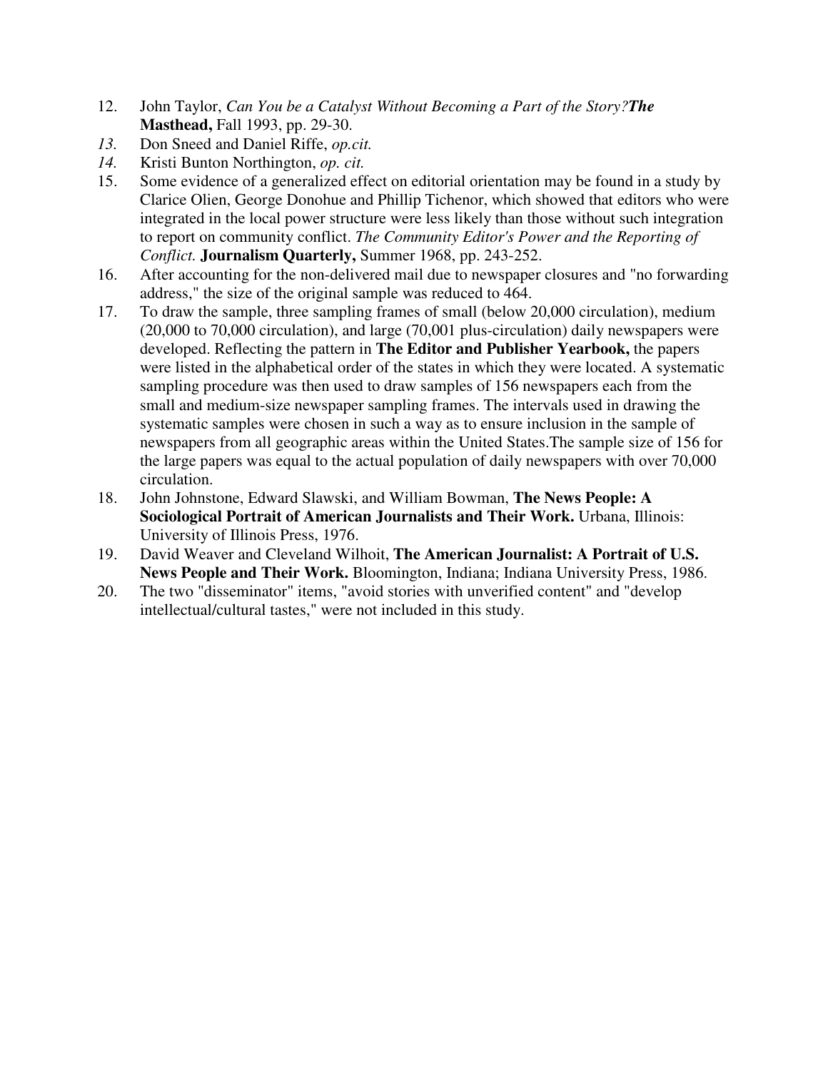12. John Taylor, *Can You be a Catalyst Without Becoming a Part of the Story?**The* **Masthead,** Fall 1993, pp. 29-30.
13. Don Sneed and Daniel Riffe, *op.cit.*
14. Kristi Bunton Northington, *op. cit.*
15. Some evidence of a generalized effect on editorial orientation may be found in a study by Clarice Olien, George Donohue and Phillip Tichenor, which showed that editors who were integrated in the local power structure were less likely than those without such integration to report on community conflict. *The Community Editor's Power and the Reporting of Conflict.* **Journalism Quarterly,** Summer 1968, pp. 243-252.
16. After accounting for the non-delivered mail due to newspaper closures and "no forwarding address," the size of the original sample was reduced to 464.
17. To draw the sample, three sampling frames of small (below 20,000 circulation), medium (20,000 to 70,000 circulation), and large (70,001 plus-circulation) daily newspapers were developed. Reflecting the pattern in **The Editor and Publisher Yearbook,** the papers were listed in the alphabetical order of the states in which they were located. A systematic sampling procedure was then used to draw samples of 156 newspapers each from the small and medium-size newspaper sampling frames. The intervals used in drawing the systematic samples were chosen in such a way as to ensure inclusion in the sample of newspapers from all geographic areas within the United States.The sample size of 156 for the large papers was equal to the actual population of daily newspapers with over 70,000 circulation.
18. John Johnstone, Edward Slawski, and William Bowman, **The News People: A Sociological Portrait of American Journalists and Their Work.** Urbana, Illinois: University of Illinois Press, 1976.
19. David Weaver and Cleveland Wilhoit, **The American Journalist: A Portrait of U.S. News People and Their Work.** Bloomington, Indiana; Indiana University Press, 1986.
20. The two "disseminator" items, "avoid stories with unverified content" and "develop intellectual/cultural tastes," were not included in this study.